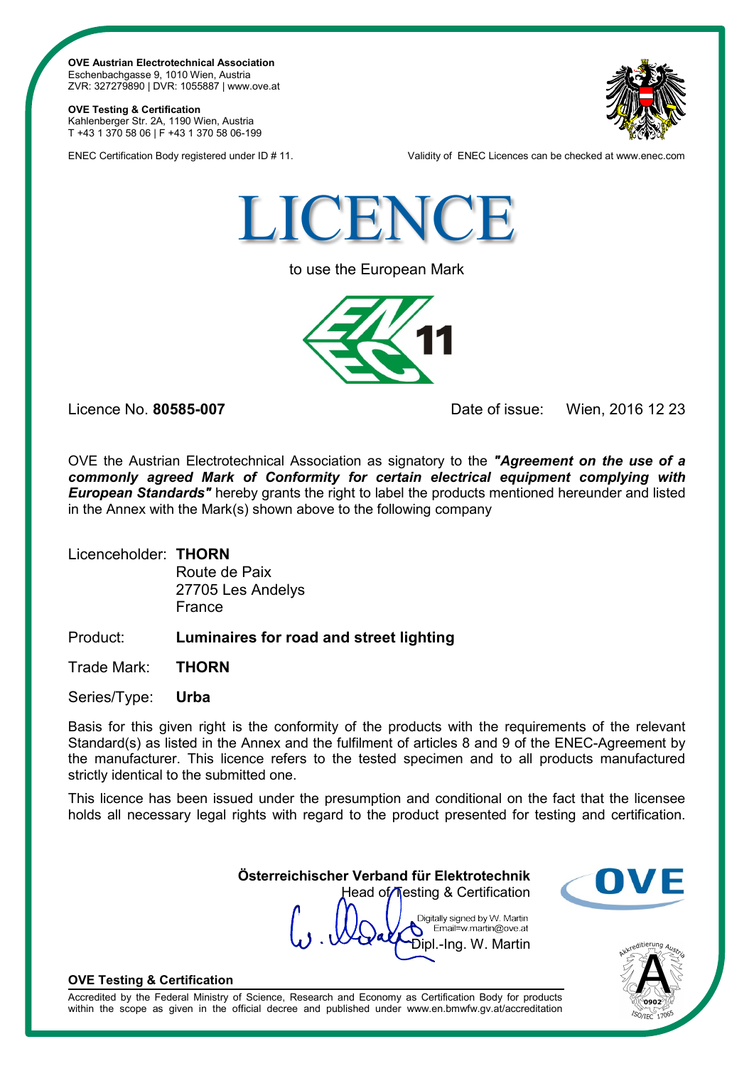**OVE Austrian Electrotechnical Association**
Eschenbachgasse 9, 1010 Wien, Austria
ZVR: 327279890 | DVR: 1055887 | www.ove.at

**OVE Testing & Certification**
Kahlenberger Str. 2A, 1190 Wien, Austria
T +43 1 370 58 06 | F +43 1 370 58 06-199

ENEC Certification Body registered under ID # 11.

Validity of ENEC Licences can be checked at www.enec.com

# LICENCE

to use the European Mark

11

Licence No. **80585-007**

Date of issue: Wien, 2016 12 23

OVE the Austrian Electrotechnical Association as signatory to the ***"Agreement on the use of a commonly agreed Mark of Conformity for certain electrical equipment complying with European Standards"*** hereby grants the right to label the products mentioned hereunder and listed in the Annex with the Mark(s) shown above to the following company

Licenceholder: **THORN**
Route de Paix
27705 Les Andelys
France

Product: **Luminaires for road and street lighting**

Trade Mark: **THORN**

Series/Type: **Urba**

Basis for this given right is the conformity of the products with the requirements of the relevant Standard(s) as listed in the Annex and the fulfilment of articles 8 and 9 of the ENEC-Agreement by the manufacturer. This licence refers to the tested specimen and to all products manufactured strictly identical to the submitted one.

This licence has been issued under the presumption and conditional on the fact that the licensee holds all necessary legal rights with regard to the product presented for testing and certification.

**Österreichischer Verband für Elektrotechnik**
Head of Testing & Certification

Digitally signed by W. Martin
Email=w.martin@ove.at
Dipl.-Ing. W. Martin

**OVE Testing & Certification**

Accredited by the Federal Ministry of Science, Research and Economy as Certification Body for products within the scope as given in the official decree and published under www.en.bmwfw.gv.at/accreditation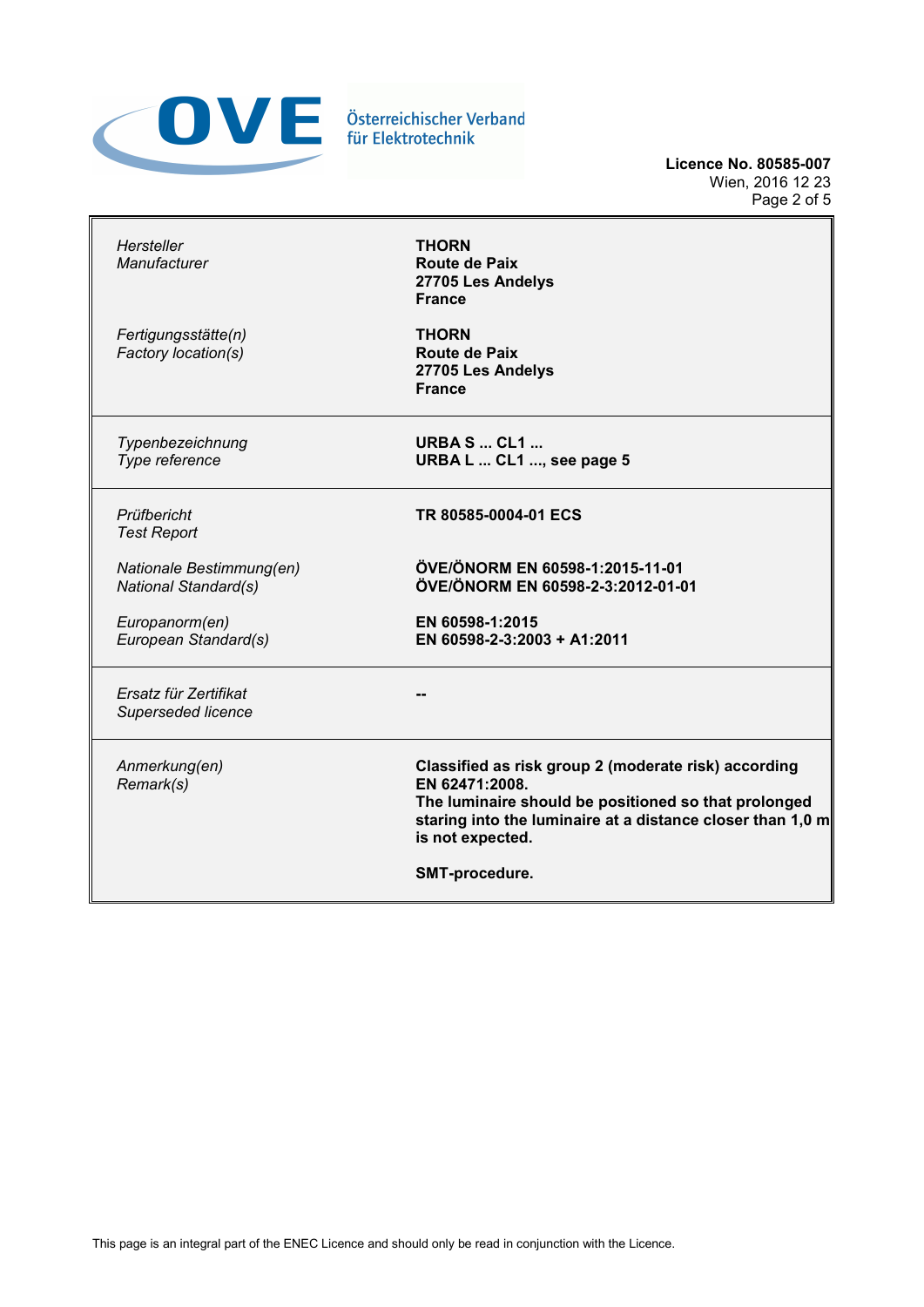**OVE** Österreichischer Verband für Elektrotechnik

**Licence No. 80585-007**
Wien, 2016 12 23

| | |
|---|---|
| *Hersteller*<br>*Manufacturer* | **THORN**<br>**Route de Paix**<br>**27705 Les Andelys**<br>**France** |
| *Fertigungsstätte(n)*<br>*Factory location(s)* | **THORN**<br>**Route de Paix**<br>**27705 Les Andelys**<br>**France** |
| *Typenbezeichnung*<br>*Type reference* | **URBA S ... CL1 ...**<br>**URBA L ... CL1 ..., see page 5** |
| *Prüfbericht*<br>*Test Report* | **TR 80585-0004-01 ECS** |
| *Nationale Bestimmung(en)*<br>*National Standard(s)* | **ÖVE/ÖNORM EN 60598-1:2015-11-01**<br>**ÖVE/ÖNORM EN 60598-2-3:2012-01-01** |
| *Europanorm(en)*<br>*European Standard(s)* | **EN 60598-1:2015**<br>**EN 60598-2-3:2003 + A1:2011** |
| *Ersatz für Zertifikat*<br>*Superseded licence* | **--** |
| *Anmerkung(en)*<br>*Remark(s)* | **Classified as risk group 2 (moderate risk) according EN 62471:2008.**<br>**The luminaire should be positioned so that prolonged staring into the luminaire at a distance closer than 1,0 m is not expected.**<br><br>**SMT-procedure.** |

This page is an integral part of the ENEC Licence and should only be read in conjunction with the Licence.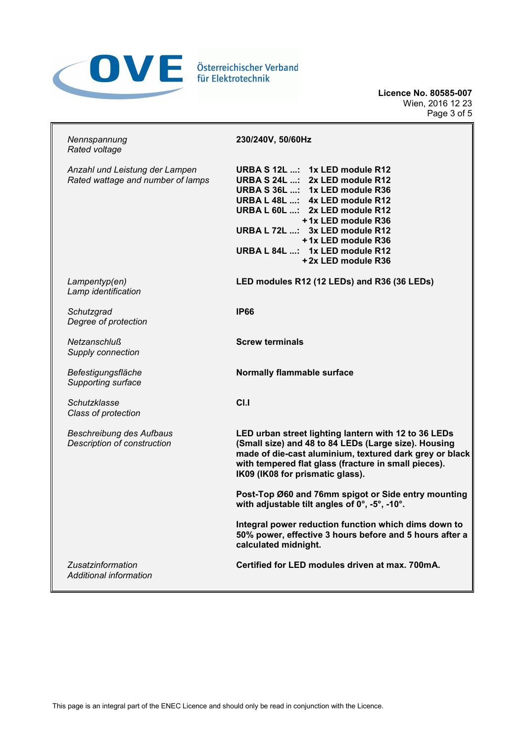Licence No. 80585-007
Wien, 2016 12 23

| | |
|---|---|
| *Nennspannung*<br>*Rated voltage* | **230/240V, 50/60Hz** |
| *Anzahl und Leistung der Lampen*<br>*Rated wattage and number of lamps* | **URBA S 12L ....: 1x LED module R12**<br>**URBA S 24L ....: 2x LED module R12**<br>**URBA S 36L ....: 1x LED module R36**<br>**URBA L 48L ....: 4x LED module R12**<br>**URBA L 60L ....: 2x LED module R12 + 1x LED module R36**<br>**URBA L 72L ....: 3x LED module R12 + 1x LED module R36**<br>**URBA L 84L ....: 1x LED module R12 + 2x LED module R36** |
| *Lampentyp(en)*<br>*Lamp identification* | **LED modules R12 (12 LEDs) and R36 (36 LEDs)** |
| *Schutzgrad*<br>*Degree of protection* | **IP66** |
| *Netzanschluß*<br>*Supply connection* | **Screw terminals** |
| *Befestigungsfläche*<br>*Supporting surface* | **Normally flammable surface** |
| *Schutzklasse*<br>*Class of protection* | **Cl.I** |
| *Beschreibung des Aufbaus*<br>*Description of construction* | **LED urban street lighting lantern with 12 to 36 LEDs (Small size) and 48 to 84 LEDs (Large size). Housing made of die-cast aluminium, textured dark grey or black with tempered flat glass (fracture in small pieces). IK09 (IK08 for prismatic glass).**<br><br>**Post-Top Ø60 and 76mm spigot or Side entry mounting with adjustable tilt angles of 0°, -5°, -10°.**<br><br>**Integral power reduction function which dims down to 50% power, effective 3 hours before and 5 hours after a calculated midnight.** |
| *Zusatzinformation*<br>*Additional information* | **Certified for LED modules driven at max. 700mA.** |

This page is an integral part of the ENEC Licence and should only be read in conjunction with the Licence.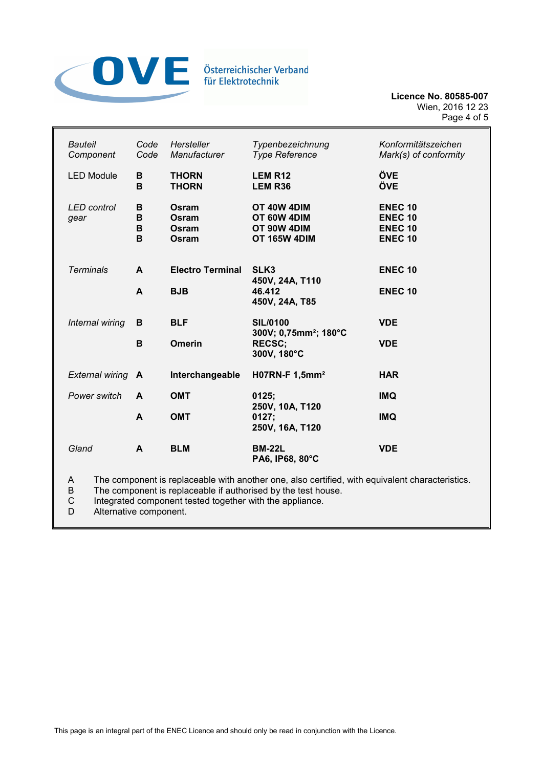Österreichischer Verband für Elektrotechnik

**Licence No. 80585-007**
Wien, 2016 12 23

| *Bauteil* *Component* | *Code* *Code* | *Hersteller* *Manufacturer* | *Typenbezeichnung* *Type Reference* | *Konformitätszeichen* *Mark(s) of conformity* |
|---|---|---|---|---|
| LED Module | **B** | **THORN** | **LEM R12** | **ÖVE** |
| | **B** | **THORN** | **LEM R36** | **ÖVE** |
| *LED control gear* | **B** | **Osram** | **OT 40W 4DIM** | **ENEC 10** |
| | **B** | **Osram** | **OT 60W 4DIM** | **ENEC 10** |
| | **B** | **Osram** | **OT 90W 4DIM** | **ENEC 10** |
| | **B** | **Osram** | **OT 165W 4DIM** | **ENEC 10** |
| *Terminals* | **A** | **Electro Terminal** | **SLK3 450V, 24A, T110** | **ENEC 10** |
| | **A** | **BJB** | **46.412 450V, 24A, T85** | **ENEC 10** |
| *Internal wiring* | **B** | **BLF** | **SIL/0100 300V; 0,75mm²; 180°C** | **VDE** |
| | **B** | **Omerin** | **RECSC; 300V, 180°C** | **VDE** |
| *External wiring* | **A** | **Interchangeable** | **H07RN-F 1,5mm²** | **HAR** |
| *Power switch* | **A** | **OMT** | **0125; 250V, 10A, T120** | **IMQ** |
| | **A** | **OMT** | **0127; 250V, 16A, T120** | **IMQ** |
| *Gland* | **A** | **BLM** | **BM-22L PA6, IP68, 80°C** | **VDE** |

A The component is replaceable with another one, also certified, with equivalent characteristics.
B The component is replaceable if authorised by the test house.
C Integrated component tested together with the appliance.
D Alternative component.

This page is an integral part of the ENEC Licence and should only be read in conjunction with the Licence.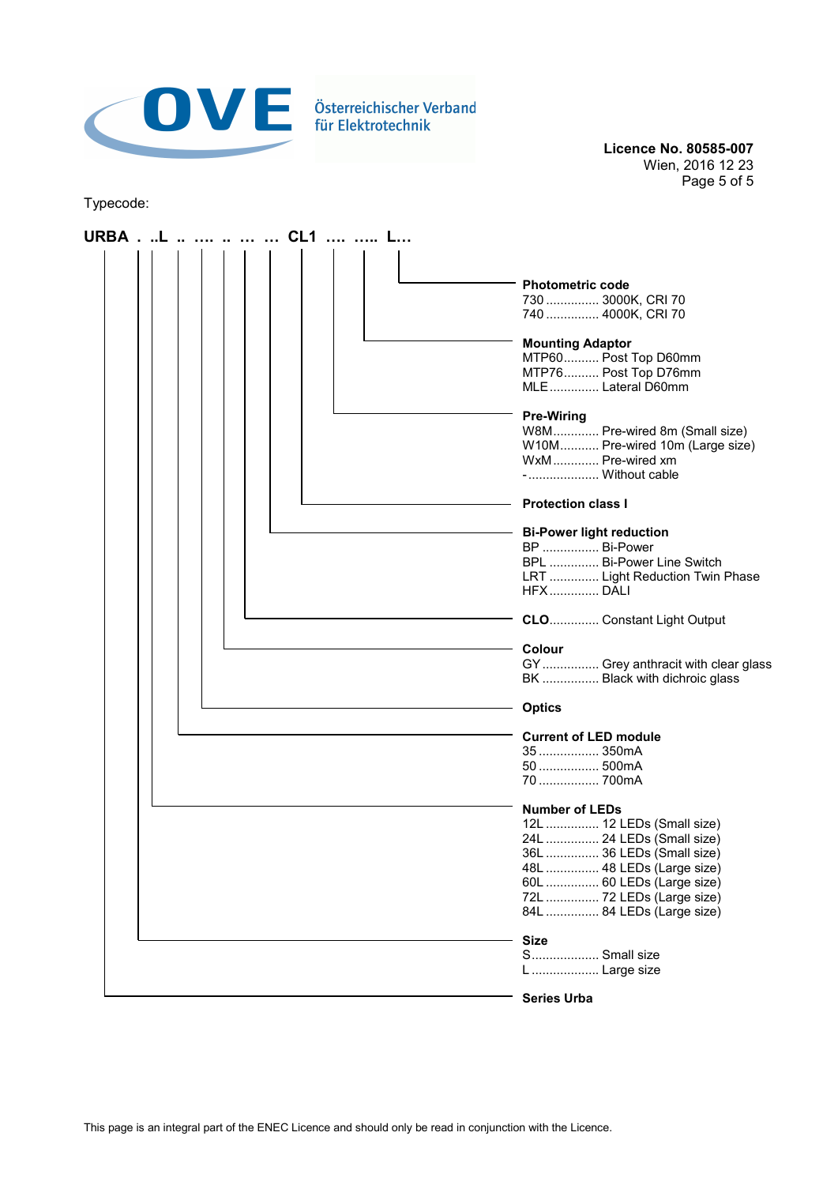Österreichischer Verband für Elektrotechnik

**Licence No. 80585-007**
Wien, 2016 12 23

Typecode:

**URBA . ..L .. …. .. … … CL1 …. ….. L…**

**Photometric code**
- 730 ............... 3000K, CRI 70
- 740 ............... 4000K, CRI 70

**Mounting Adaptor**
- MTP60.......... Post Top D60mm
- MTP76.......... Post Top D76mm
- MLE............. Lateral D60mm

**Pre-Wiring**
- W8M............. Pre-wired 8m (Small size)
- W10M........... Pre-wired 10m (Large size)
- WxM............. Pre-wired xm
- -.................... Without cable

**Protection class I**

**Bi-Power light reduction**
- BP ................ Bi-Power
- BPL .............. Bi-Power Line Switch
- LRT .............. Light Reduction Twin Phase
- HFX .............. DALI

**CLO**............. Constant Light Output

**Colour**
- GY ................ Grey anthracit with clear glass
- BK ................ Black with dichroic glass

**Optics**

**Current of LED module**
- 35 ................. 350mA
- 50 ................. 500mA
- 70 ................. 700mA

**Number of LEDs**
- 12L ............... 12 LEDs (Small size)
- 24L ............... 24 LEDs (Small size)
- 36L ............... 36 LEDs (Small size)
- 48L ............... 48 LEDs (Large size)
- 60L ............... 60 LEDs (Large size)
- 72L ............... 72 LEDs (Large size)
- 84L ............... 84 LEDs (Large size)

**Size**
- S................... Small size
- L ................... Large size

**Series Urba**

This page is an integral part of the ENEC Licence and should only be read in conjunction with the Licence.